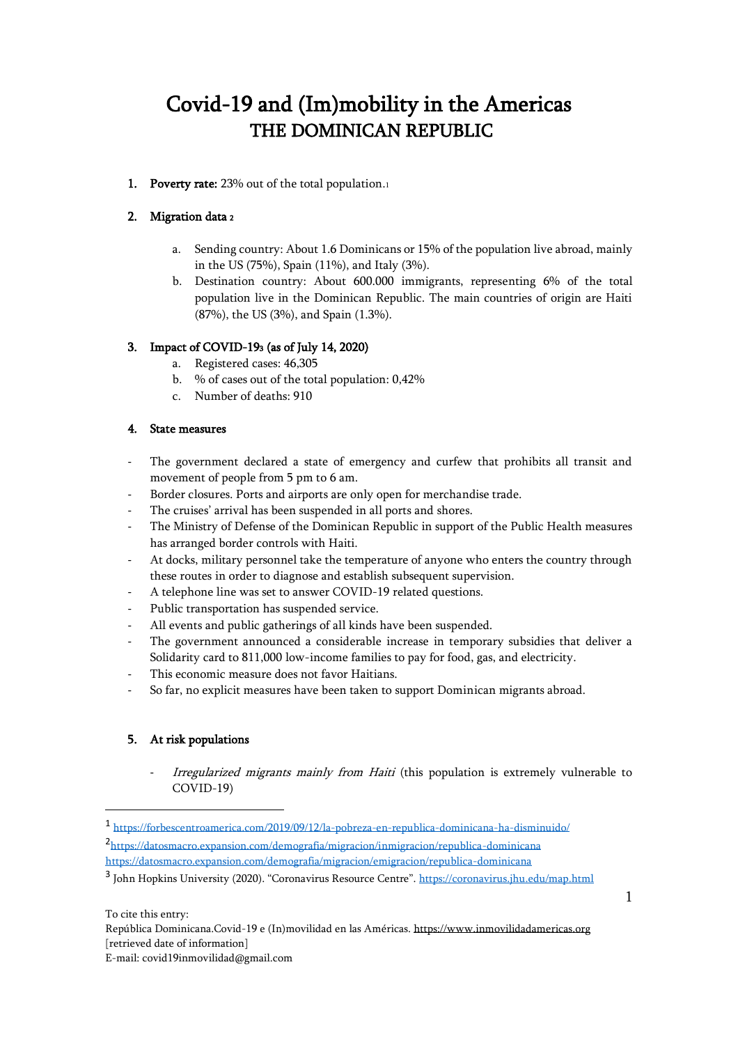# Covid-19 and (Im)mobility in the Americas
## THE DOMINICAN REPUBLIC

1. **Poverty rate:** 23% out of the total population.[1]

2. **Migration data** [2]

   a. Sending country: About 1.6 Dominicans or 15% of the population live abroad, mainly in the US (75%), Spain (11%), and Italy (3%).

   b. Destination country: About 600.000 immigrants, representing 6% of the total population live in the Dominican Republic. The main countries of origin are Haiti (87%), the US (3%), and Spain (1.3%).

3. **Impact of COVID-19[3] (as of July 14, 2020)**

   a. Registered cases: 46,305

   b. % of cases out of the total population: 0,42%

   c. Number of deaths: 910

4. **State measures**

- The government declared a state of emergency and curfew that prohibits all transit and movement of people from 5 pm to 6 am.
- Border closures. Ports and airports are only open for merchandise trade.
- The cruises' arrival has been suspended in all ports and shores.
- The Ministry of Defense of the Dominican Republic in support of the Public Health measures has arranged border controls with Haiti.
- At docks, military personnel take the temperature of anyone who enters the country through these routes in order to diagnose and establish subsequent supervision.
- A telephone line was set to answer COVID-19 related questions.
- Public transportation has suspended service.
- All events and public gatherings of all kinds have been suspended.
- The government announced a considerable increase in temporary subsidies that deliver a Solidarity card to 811,000 low-income families to pay for food, gas, and electricity.
- This economic measure does not favor Haitians.
- So far, no explicit measures have been taken to support Dominican migrants abroad.

5. **At risk populations**

   - *Irregularized migrants mainly from Haiti* (this population is extremely vulnerable to COVID-19)

---

[1] https://forbescentroamerica.com/2019/09/12/la-pobreza-en-republica-dominicana-ha-disminuido/

[2] https://datosmacro.expansion.com/demografia/migracion/inmigracion/republica-dominicana
https://datosmacro.expansion.com/demografia/migracion/emigracion/republica-dominicana

[3] John Hopkins University (2020). "Coronavirus Resource Centre". https://coronavirus.jhu.edu/map.html

To cite this entry:
República Dominicana.Covid-19 e (In)movilidad en las Américas. https://www.inmovilidadamericas.org [retrieved date of information]
E-mail: covid19inmovilidad@gmail.com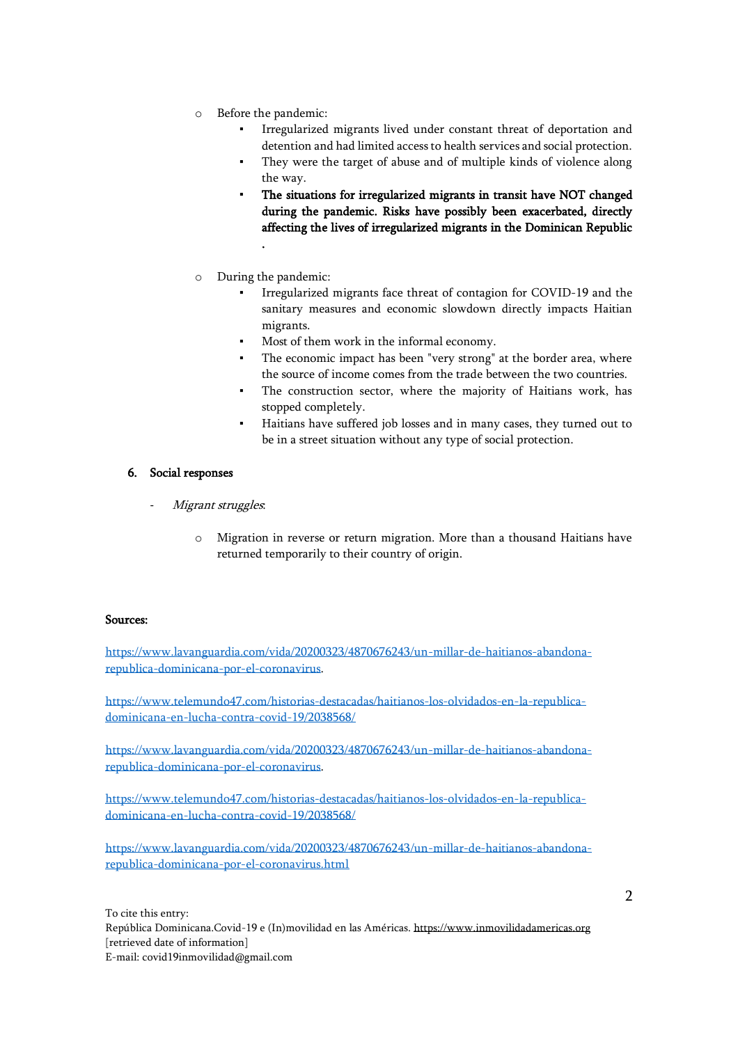- Before the pandemic:
  - Irregularized migrants lived under constant threat of deportation and detention and had limited access to health services and social protection.
  - They were the target of abuse and of multiple kinds of violence along the way.
  - **The situations for irregularized migrants in transit have NOT changed during the pandemic. Risks have possibly been exacerbated, directly affecting the lives of irregularized migrants in the Dominican Republic .**

- During the pandemic:
  - Irregularized migrants face threat of contagion for COVID-19 and the sanitary measures and economic slowdown directly impacts Haitian migrants.
  - Most of them work in the informal economy.
  - The economic impact has been "very strong" at the border area, where the source of income comes from the trade between the two countries.
  - The construction sector, where the majority of Haitians work, has stopped completely.
  - Haitians have suffered job losses and in many cases, they turned out to be in a street situation without any type of social protection.

## 6. Social responses

- *Migrant struggles*:
  - Migration in reverse or return migration. More than a thousand Haitians have returned temporarily to their country of origin.

**Sources:**

https://www.lavanguardia.com/vida/20200323/4870676243/un-millar-de-haitianos-abandona-republica-dominicana-por-el-coronavirus.

https://www.telemundo47.com/historias-destacadas/haitianos-los-olvidados-en-la-republica-dominicana-en-lucha-contra-covid-19/2038568/

https://www.lavanguardia.com/vida/20200323/4870676243/un-millar-de-haitianos-abandona-republica-dominicana-por-el-coronavirus.

https://www.telemundo47.com/historias-destacadas/haitianos-los-olvidados-en-la-republica-dominicana-en-lucha-contra-covid-19/2038568/

https://www.lavanguardia.com/vida/20200323/4870676243/un-millar-de-haitianos-abandona-republica-dominicana-por-el-coronavirus.html

To cite this entry:
República Dominicana.Covid-19 e (In)movilidad en las Américas. https://www.inmovilidadamericas.org [retrieved date of information]
E-mail: covid19inmovilidad@gmail.com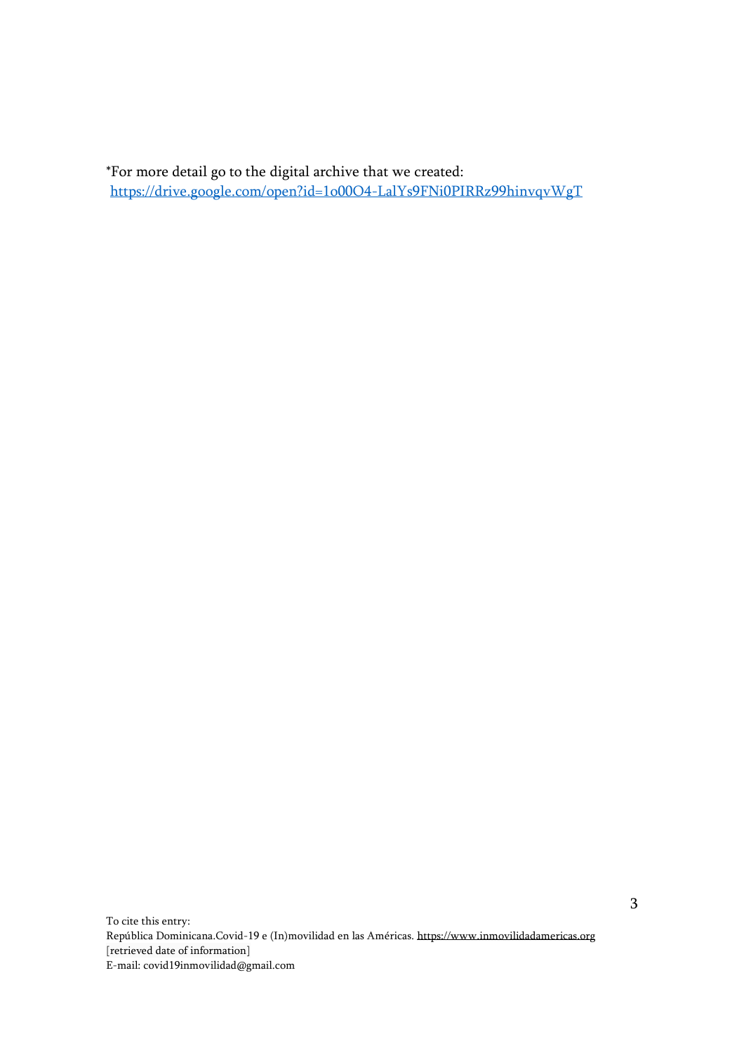*For more detail go to the digital archive that we created:
https://drive.google.com/open?id=1o00O4-LalYs9FNi0PIRRz99hinvqvWgT